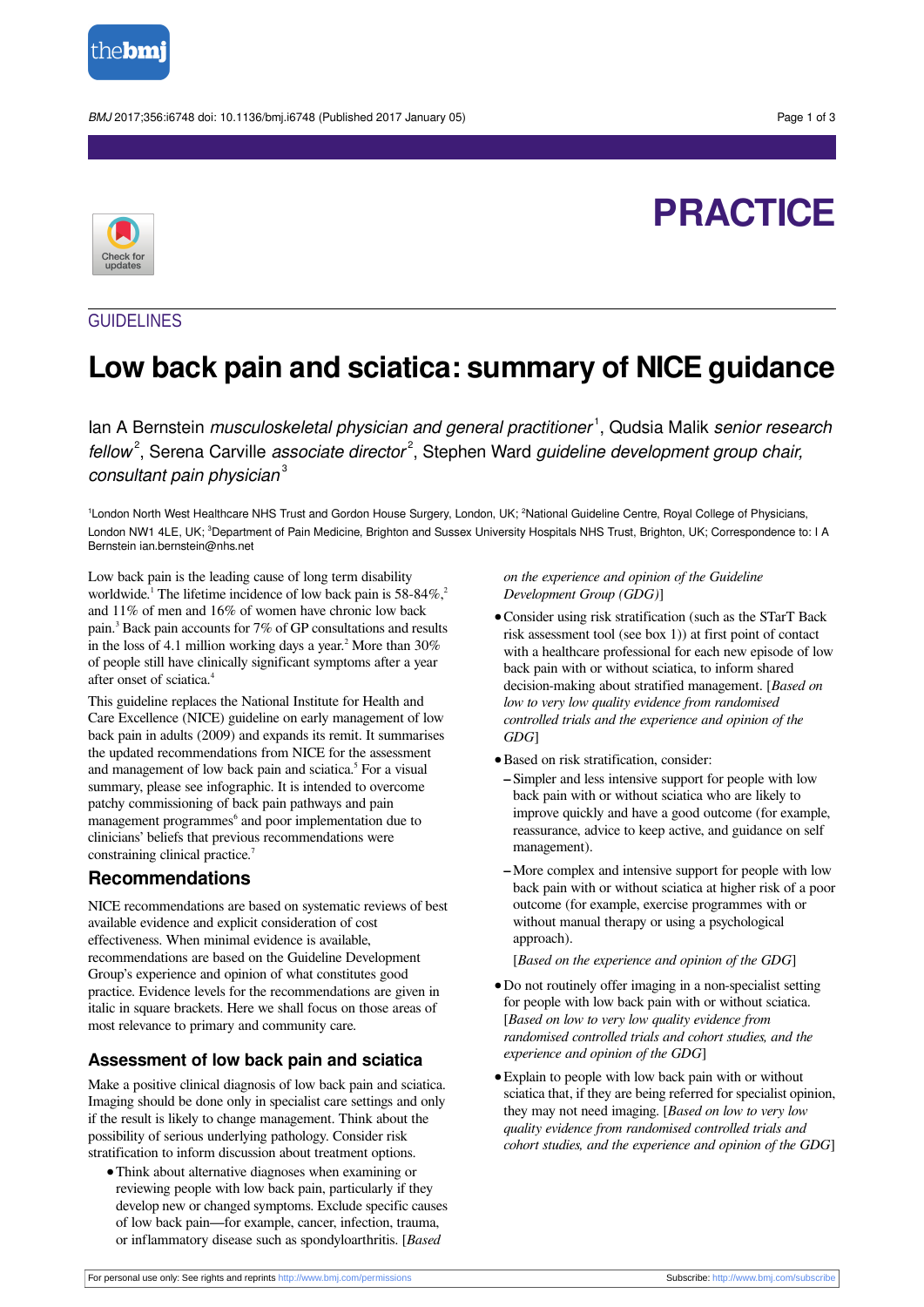PRACTICE

GUIDELINES

# Low back pain and sciatica: summary of NICE guidance

Ian A Bernstein *musculoskeletal physician and general practitioner*[1], Qudsia Malik *senior research fellow*[2], Serena Carville *associate director*[2], Stephen Ward *guideline development group chair, consultant pain physician*[3]

[1]London North West Healthcare NHS Trust and Gordon House Surgery, London, UK; [2]National Guideline Centre, Royal College of Physicians, London NW1 4LE, UK; [3]Department of Pain Medicine, Brighton and Sussex University Hospitals NHS Trust, Brighton, UK; Correspondence to: I A Bernstein ian.bernstein@nhs.net

Low back pain is the leading cause of long term disability worldwide.[1] The lifetime incidence of low back pain is 58-84%,[2] and 11% of men and 16% of women have chronic low back pain.[3] Back pain accounts for 7% of GP consultations and results in the loss of 4.1 million working days a year.[2] More than 30% of people still have clinically significant symptoms after a year after onset of sciatica.[4]

This guideline replaces the National Institute for Health and Care Excellence (NICE) guideline on early management of low back pain in adults (2009) and expands its remit. It summarises the updated recommendations from NICE for the assessment and management of low back pain and sciatica.[5] For a visual summary, please see infographic. It is intended to overcome patchy commissioning of back pain pathways and pain management programmes[6] and poor implementation due to clinicians' beliefs that previous recommendations were constraining clinical practice.[7]

## Recommendations

NICE recommendations are based on systematic reviews of best available evidence and explicit consideration of cost effectiveness. When minimal evidence is available, recommendations are based on the Guideline Development Group's experience and opinion of what constitutes good practice. Evidence levels for the recommendations are given in italic in square brackets. Here we shall focus on those areas of most relevance to primary and community care.

### Assessment of low back pain and sciatica

Make a positive clinical diagnosis of low back pain and sciatica. Imaging should be done only in specialist care settings and only if the result is likely to change management. Think about the possibility of serious underlying pathology. Consider risk stratification to inform discussion about treatment options.

- Think about alternative diagnoses when examining or reviewing people with low back pain, particularly if they develop new or changed symptoms. Exclude specific causes of low back pain—for example, cancer, infection, trauma, or inflammatory disease such as spondyloarthritis. [*Based on the experience and opinion of the Guideline Development Group (GDG)*]
- Consider using risk stratification (such as the STarT Back risk assessment tool (see box 1)) at first point of contact with a healthcare professional for each new episode of low back pain with or without sciatica, to inform shared decision-making about stratified management. [*Based on low to very low quality evidence from randomised controlled trials and the experience and opinion of the GDG*]
- Based on risk stratification, consider:
  - Simpler and less intensive support for people with low back pain with or without sciatica who are likely to improve quickly and have a good outcome (for example, reassurance, advice to keep active, and guidance on self management).
  - More complex and intensive support for people with low back pain with or without sciatica at higher risk of a poor outcome (for example, exercise programmes with or without manual therapy or using a psychological approach).

  [*Based on the experience and opinion of the GDG*]
- Do not routinely offer imaging in a non-specialist setting for people with low back pain with or without sciatica. [*Based on low to very low quality evidence from randomised controlled trials and cohort studies, and the experience and opinion of the GDG*]
- Explain to people with low back pain with or without sciatica that, if they are being referred for specialist opinion, they may not need imaging. [*Based on low to very low quality evidence from randomised controlled trials and cohort studies, and the experience and opinion of the GDG*]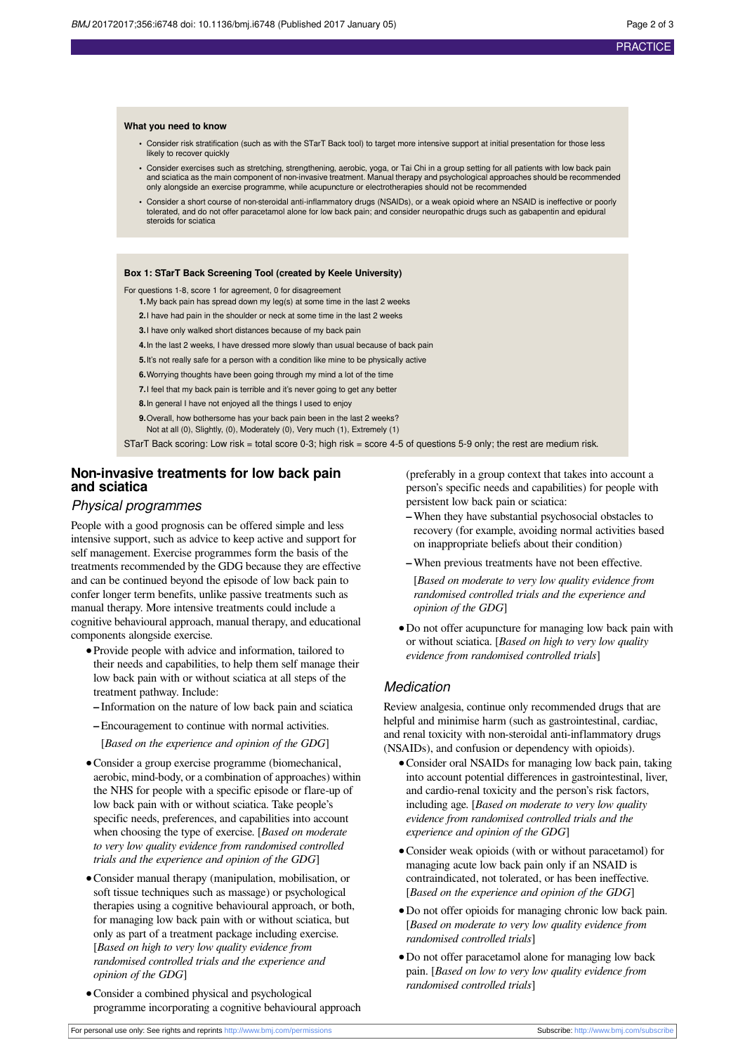**What you need to know**

- Consider risk stratification (such as with the STarT Back tool) to target more intensive support at initial presentation for those less likely to recover quickly
- Consider exercises such as stretching, strengthening, aerobic, yoga, or Tai Chi in a group setting for all patients with low back pain and sciatica as the main component of non-invasive treatment. Manual therapy and psychological approaches should be recommended only alongside an exercise programme, while acupuncture or electrotherapies should not be recommended
- Consider a short course of non-steroidal anti-inflammatory drugs (NSAIDs), or a weak opioid where an NSAID is ineffective or poorly tolerated, and do not offer paracetamol alone for low back pain; and consider neuropathic drugs such as gabapentin and epidural steroids for sciatica

**Box 1: STarT Back Screening Tool (created by Keele University)**

For questions 1-8, score 1 for agreement, 0 for disagreement

1. My back pain has spread down my leg(s) at some time in the last 2 weeks
2. I have had pain in the shoulder or neck at some time in the last 2 weeks
3. I have only walked short distances because of my back pain
4. In the last 2 weeks, I have dressed more slowly than usual because of back pain
5. It's not really safe for a person with a condition like mine to be physically active
6. Worrying thoughts have been going through my mind a lot of the time
7. I feel that my back pain is terrible and it's never going to get any better
8. In general I have not enjoyed all the things I used to enjoy
9. Overall, how bothersome has your back pain been in the last 2 weeks?
   Not at all (0), Slightly, (0), Moderately (0), Very much (1), Extremely (1)

STarT Back scoring: Low risk = total score 0-3; high risk = score 4-5 of questions 5-9 only; the rest are medium risk.

## Non-invasive treatments for low back pain and sciatica

### *Physical programmes*

People with a good prognosis can be offered simple and less intensive support, such as advice to keep active and support for self management. Exercise programmes form the basis of the treatments recommended by the GDG because they are effective and can be continued beyond the episode of low back pain to confer longer term benefits, unlike passive treatments such as manual therapy. More intensive treatments could include a cognitive behavioural approach, manual therapy, and educational components alongside exercise.

- Provide people with advice and information, tailored to their needs and capabilities, to help them self manage their low back pain with or without sciatica at all steps of the treatment pathway. Include:
  - Information on the nature of low back pain and sciatica
  - Encouragement to continue with normal activities.

  [*Based on the experience and opinion of the GDG*]
- Consider a group exercise programme (biomechanical, aerobic, mind-body, or a combination of approaches) within the NHS for people with a specific episode or flare-up of low back pain with or without sciatica. Take people's specific needs, preferences, and capabilities into account when choosing the type of exercise. [*Based on moderate to very low quality evidence from randomised controlled trials and the experience and opinion of the GDG*]
- Consider manual therapy (manipulation, mobilisation, or soft tissue techniques such as massage) or psychological therapies using a cognitive behavioural approach, or both, for managing low back pain with or without sciatica, but only as part of a treatment package including exercise. [*Based on high to very low quality evidence from randomised controlled trials and the experience and opinion of the GDG*]
- Consider a combined physical and psychological programme incorporating a cognitive behavioural approach (preferably in a group context that takes into account a person's specific needs and capabilities) for people with persistent low back pain or sciatica:
  - When they have substantial psychosocial obstacles to recovery (for example, avoiding normal activities based on inappropriate beliefs about their condition)
  - When previous treatments have not been effective.

  [*Based on moderate to very low quality evidence from randomised controlled trials and the experience and opinion of the GDG*]
- Do not offer acupuncture for managing low back pain with or without sciatica. [*Based on high to very low quality evidence from randomised controlled trials*]

### *Medication*

Review analgesia, continue only recommended drugs that are helpful and minimise harm (such as gastrointestinal, cardiac, and renal toxicity with non-steroidal anti-inflammatory drugs (NSAIDs), and confusion or dependency with opioids).

- Consider oral NSAIDs for managing low back pain, taking into account potential differences in gastrointestinal, liver, and cardio-renal toxicity and the person's risk factors, including age. [*Based on moderate to very low quality evidence from randomised controlled trials and the experience and opinion of the GDG*]
- Consider weak opioids (with or without paracetamol) for managing acute low back pain only if an NSAID is contraindicated, not tolerated, or has been ineffective. [*Based on the experience and opinion of the GDG*]
- Do not offer opioids for managing chronic low back pain. [*Based on moderate to very low quality evidence from randomised controlled trials*]
- Do not offer paracetamol alone for managing low back pain. [*Based on low to very low quality evidence from randomised controlled trials*]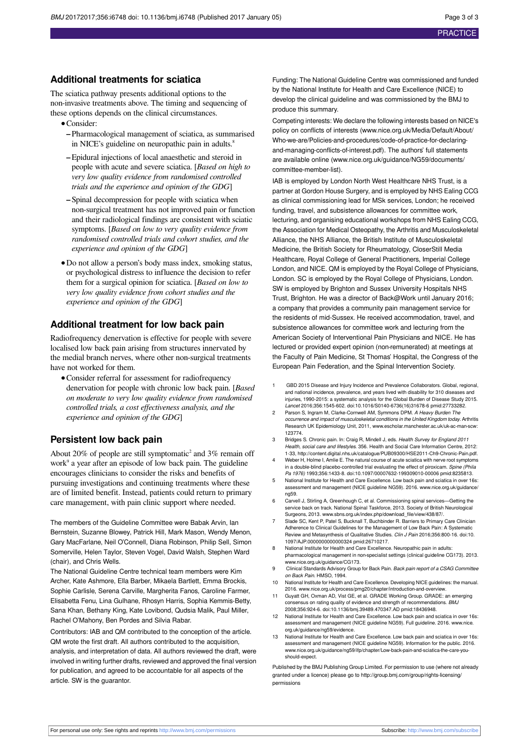## Additional treatments for sciatica

The sciatica pathway presents additional options to the non-invasive treatments above. The timing and sequencing of these options depends on the clinical circumstances.

- Consider:
  - Pharmacological management of sciatica, as summarised in NICE's guideline on neuropathic pain in adults.[8]
  - Epidural injections of local anaesthetic and steroid in people with acute and severe sciatica. [*Based on high to very low quality evidence from randomised controlled trials and the experience and opinion of the GDG*]
  - Spinal decompression for people with sciatica when non-surgical treatment has not improved pain or function and their radiological findings are consistent with sciatic symptoms. [*Based on low to very quality evidence from randomised controlled trials and cohort studies, and the experience and opinion of the GDG*]
- Do not allow a person's body mass index, smoking status, or psychological distress to influence the decision to refer them for a surgical opinion for sciatica. [*Based on low to very low quality evidence from cohort studies and the experience and opinion of the GDG*]

## Additional treatment for low back pain

Radiofrequency denervation is effective for people with severe localised low back pain arising from structures innervated by the medial branch nerves, where other non-surgical treatments have not worked for them.

- Consider referral for assessment for radiofrequency denervation for people with chronic low back pain. [*Based on moderate to very low quality evidence from randomised controlled trials, a cost effectiveness analysis, and the experience and opinion of the GDG*]

## Persistent low back pain

About 20% of people are still symptomatic[2] and 3% remain off work[9] a year after an episode of low back pain. The guideline encourages clinicians to consider the risks and benefits of pursuing investigations and continuing treatments where these are of limited benefit. Instead, patients could return to primary care management, with pain clinic support where needed.

The members of the Guideline Committee were Babak Arvin, Ian Bernstein, Suzanne Blowey, Patrick Hill, Mark Mason, Wendy Menon, Gary MacFarlane, Neil O'Connell, Diana Robinson, Philip Sell, Simon Somerville, Helen Taylor, Steven Vogel, David Walsh, Stephen Ward (chair), and Chris Wells.

The National Guideline Centre technical team members were Kim Archer, Kate Ashmore, Ella Barber, Mikaela Bartlett, Emma Brockis, Sophie Carlisle, Serena Carville, Margherita Fanos, Caroline Farmer, Elisabetta Fenu, Lina Gulhane, Rhosyn Harris, Sophia Kemmis-Betty, Sana Khan, Bethany King, Kate Lovibond, Qudsia Malik, Paul Miller, Rachel O'Mahony, Ben Pordes and Silvia Rabar.

Contributors: IAB and QM contributed to the conception of the article. QM wrote the first draft. All authors contributed to the acquisition, analysis, and interpretation of data. All authors reviewed the draft, were involved in writing further drafts, reviewed and approved the final version for publication, and agreed to be accountable for all aspects of the article. SW is the guarantor.

Funding: The National Guideline Centre was commissioned and funded by the National Institute for Health and Care Excellence (NICE) to develop the clinical guideline and was commissioned by the BMJ to produce this summary.

Competing interests: We declare the following interests based on NICE's policy on conflicts of interests (www.nice.org.uk/Media/Default/About/Who-we-are/Policies-and-procedures/code-of-practice-for-declaring-and-managing-conflicts-of-interest.pdf). The authors' full statements are available online (www.nice.org.uk/guidance/NG59/documents/committee-member-list).

IAB is employed by London North West Healthcare NHS Trust, is a partner at Gordon House Surgery, and is employed by NHS Ealing CCG as clinical commissioning lead for MSk services, London; he received funding, travel, and subsistence allowances for committee work, lecturing, and organising educational workshops from NHS Ealing CCG, the Association for Medical Osteopathy, the Arthritis and Musculoskeletal Alliance, the NHS Alliance, the British Institute of Musculoskeletal Medicine, the British Society for Rheumatology, CloserStill Media Healthcare, Royal College of General Practitioners, Imperial College London, and NICE. QM is employed by the Royal College of Physicians, London. SC is employed by the Royal College of Physicians, London. SW is employed by Brighton and Sussex University Hospitals NHS Trust, Brighton. He was a director of Back@Work until January 2016; a company that provides a community pain management service for the residents of mid-Sussex. He received accommodation, travel, and subsistence allowances for committee work and lecturing from the American Society of Interventional Pain Physicians and NICE. He has lectured or provided expert opinion (non-remunerated) at meetings at the Faculty of Pain Medicine, St Thomas' Hospital, the Congress of the European Pain Federation, and the Spinal Intervention Society.

1. GBD 2015 Disease and Injury Incidence and Prevalence Collaborators. Global, regional, and national incidence, prevalence, and years lived with disability for 310 diseases and injuries, 1990-2015: a systematic analysis for the Global Burden of Disease Study 2015. *Lancet* 2016;356:1545-602. doi:10.1016/S0140-6736(16)31678-6 pmid:27733282.
2. Parson S, Ingram M, Clarke-Cornwell AM, Symmons DPM. *A Heavy Burden The occurrence and impact of musculoskeletal conditions in the United Kingdom today.* Arthritis Research UK Epidemiology Unit, 2011, www.escholar.manchester.ac.uk/uk-ac-man-scw:123774.
3. Bridges S. Chronic pain. In: Craig R, Mindell J, eds. *Health Survey for England 2011 Health, social care and lifestyles.* 356. Health and Social Care Information Centre, 2012: 1-33, http://content.digital.nhs.uk/catalogue/PUB09300/HSE2011-Ch9-Chronic-Pain.pdf.
4. Weber H, Holme I, Amlie E. The natural course of acute sciatica with nerve root symptoms in a double-blind placebo-controlled trial evaluating the effect of piroxicam. *Spine (Phila Pa 1976)* 1993;356:1433-8. doi:10.1097/00007632-199309010-00006 pmid:8235813.
5. National Institute for Health and Care Excellence. Low back pain and sciatica in over 16s: assessment and management (NICE guideline NG59). 2016. www.nice.org.uk/guidance/ng59.
6. Carvell J, Stirling A, Greenhough C, et al. Commissioning spinal services—Getting the service back on track. National Spinal Taskforce, 2013. Society of British Neurological Surgeons, 2013. www.sbns.org.uk/index.php/download_file/view/438/87/.
7. Slade SC, Kent P, Patel S, Bucknall T, Buchbinder R. Barriers to Primary Care Clinician Adherence to Clinical Guidelines for the Management of Low Back Pain: A Systematic Review and Metasynthesis of Qualitative Studies. *Clin J Pain* 2016;356:800-16. doi:10.1097/AJP.0000000000000324 pmid:26710217.
8. National Institute for Health and Care Excellence. Neuropathic pain in adults: pharmacological management in non-specialist settings (clinical guideline CG173). 2013. www.nice.org.uk/guidance/CG173.
9. Clinical Standards Advisory Group for Back Pain. *Back pain report of a CSAG Committee on Back Pain.* HMSO, 1994.
10. National Institute for Health and Care Excellence. Developing NICE guidelines: the manual. 2016. www.nice.org.uk/process/pmg20/chapter/introduction-and-overview.
11. Guyatt GH, Oxman AD, Vist GE, et al. GRADE Working Group. GRADE: an emerging consensus on rating quality of evidence and strength of recommendations. *BMJ* 2008;356:924-6. doi:10.1136/bmj.39489.470347.AD pmid:18436948.
12. National Institute for Health and Care Excellence. Low back pain and sciatica in over 16s: assessment and management (NICE guideline NG59). Full guideline. 2016. www.nice.org.uk/guidance/ng59/evidence.
13. National Institute for Health and Care Excellence. Low back pain and sciatica in over 16s: assessment and management (NICE guideline NG59). Information for the public. 2016. www.nice.org.uk/guidance/ng59/ifp/chapter/Low-back-pain-and-sciatica-the-care-you-should-expect.

Published by the BMJ Publishing Group Limited. For permission to use (where not already granted under a licence) please go to http://group.bmj.com/group/rights-licensing/permissions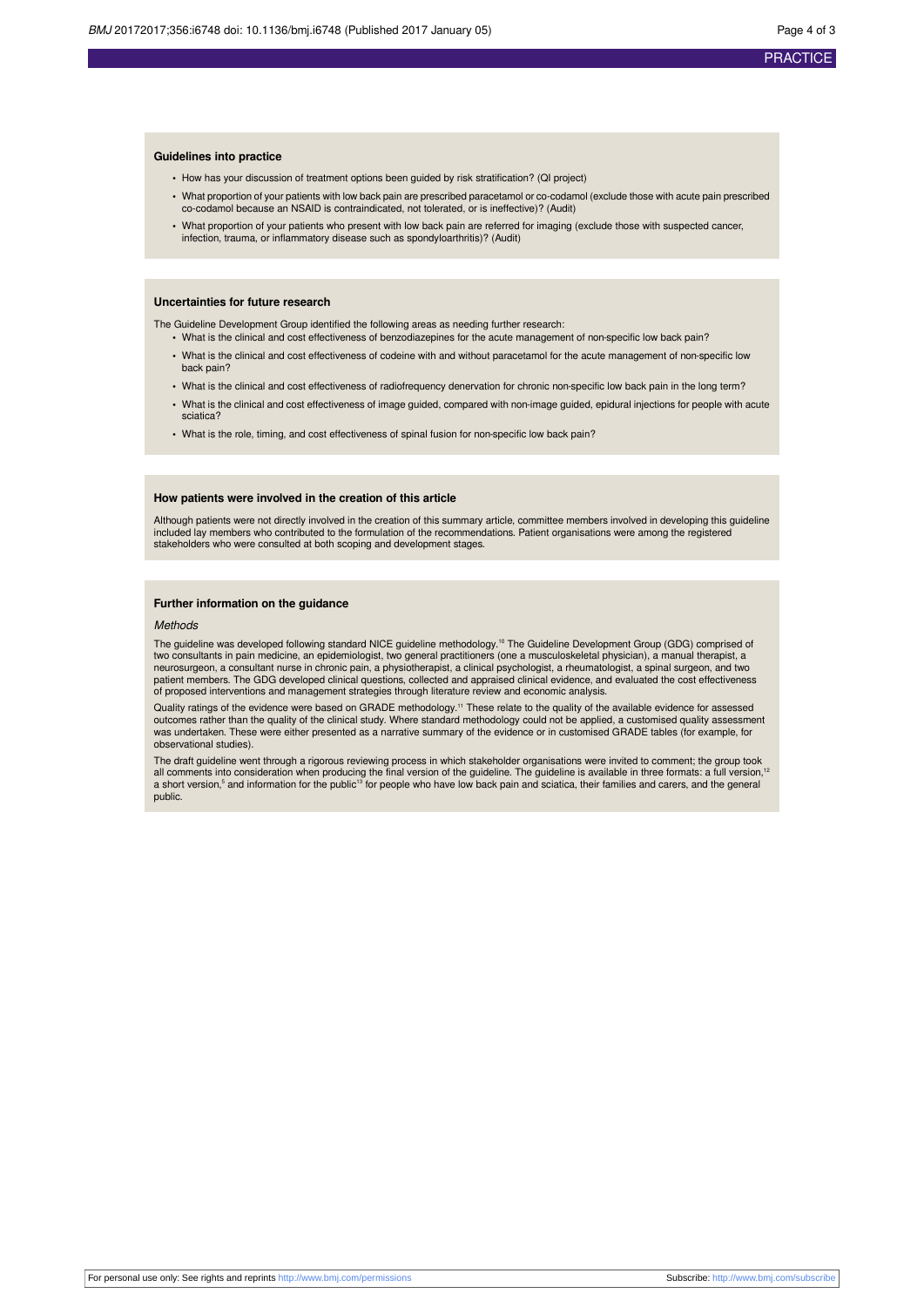### Guidelines into practice

- How has your discussion of treatment options been guided by risk stratification? (QI project)
- What proportion of your patients with low back pain are prescribed paracetamol or co-codamol (exclude those with acute pain prescribed co-codamol because an NSAID is contraindicated, not tolerated, or is ineffective)? (Audit)
- What proportion of your patients who present with low back pain are referred for imaging (exclude those with suspected cancer, infection, trauma, or inflammatory disease such as spondyloarthritis)? (Audit)

### Uncertainties for future research

The Guideline Development Group identified the following areas as needing further research:

- What is the clinical and cost effectiveness of benzodiazepines for the acute management of non-specific low back pain?
- What is the clinical and cost effectiveness of codeine with and without paracetamol for the acute management of non-specific low back pain?
- What is the clinical and cost effectiveness of radiofrequency denervation for chronic non-specific low back pain in the long term?
- What is the clinical and cost effectiveness of image guided, compared with non-image guided, epidural injections for people with acute sciatica?
- What is the role, timing, and cost effectiveness of spinal fusion for non-specific low back pain?

### How patients were involved in the creation of this article

Although patients were not directly involved in the creation of this summary article, committee members involved in developing this guideline included lay members who contributed to the formulation of the recommendations. Patient organisations were among the registered stakeholders who were consulted at both scoping and development stages.

### Further information on the guidance

*Methods*

The guideline was developed following standard NICE guideline methodology.[10] The Guideline Development Group (GDG) comprised of two consultants in pain medicine, an epidemiologist, two general practitioners (one a musculoskeletal physician), a manual therapist, a neurosurgeon, a consultant nurse in chronic pain, a physiotherapist, a clinical psychologist, a rheumatologist, a spinal surgeon, and two patient members. The GDG developed clinical questions, collected and appraised clinical evidence, and evaluated the cost effectiveness of proposed interventions and management strategies through literature review and economic analysis.

Quality ratings of the evidence were based on GRADE methodology.[11] These relate to the quality of the available evidence for assessed outcomes rather than the quality of the clinical study. Where standard methodology could not be applied, a customised quality assessment was undertaken. These were either presented as a narrative summary of the evidence or in customised GRADE tables (for example, for observational studies).

The draft guideline went through a rigorous reviewing process in which stakeholder organisations were invited to comment; the group took all comments into consideration when producing the final version of the guideline. The guideline is available in three formats: a full version,[12] a short version,[5] and information for the public[13] for people who have low back pain and sciatica, their families and carers, and the general public.